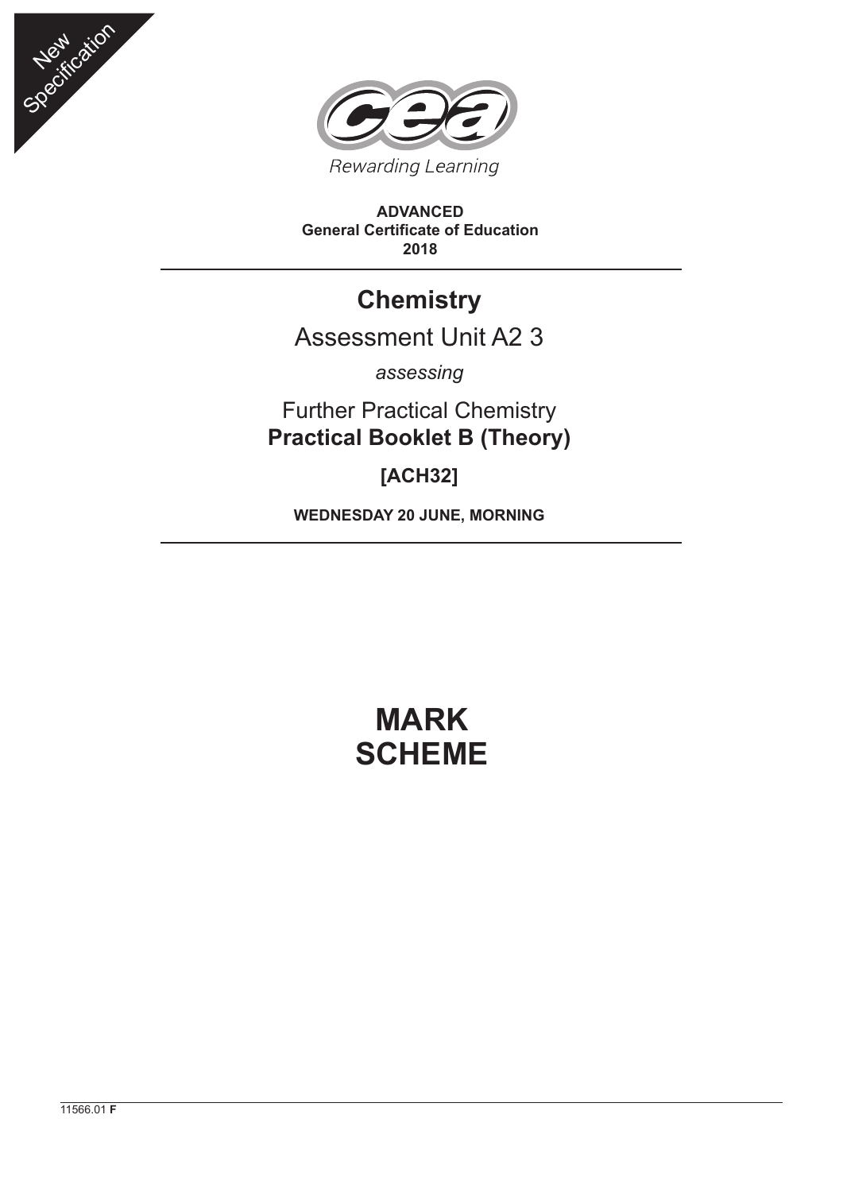New Specification

Rewarding Learning

**ADVANCED**
**General Certificate of Education**
**2018**

# Chemistry

## Assessment Unit A2 3

*assessing*

Further Practical Chemistry
**Practical Booklet B (Theory)**

**[ACH32]**

**WEDNESDAY 20 JUNE, MORNING**

# MARK SCHEME

11566.01 **F**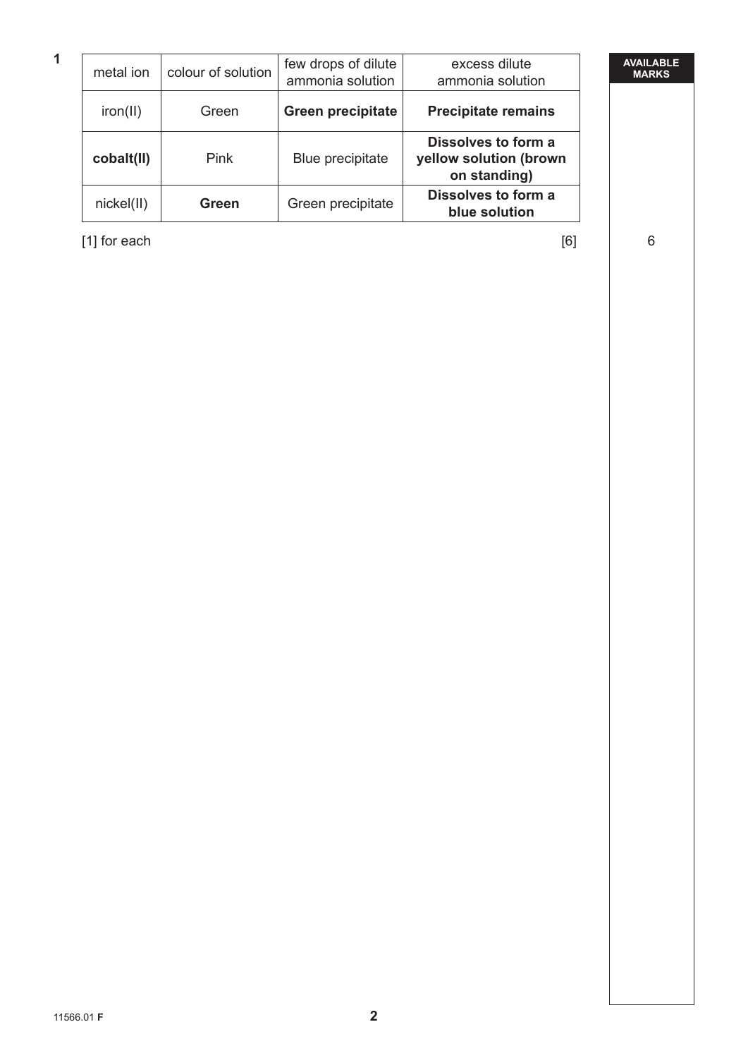**1**

| metal ion | colour of solution | few drops of dilute ammonia solution | excess dilute ammonia solution |
| --- | --- | --- | --- |
| iron(II) | Green | **Green precipitate** | **Precipitate remains** |
| **cobalt(II)** | Pink | Blue precipitate | **Dissolves to form a yellow solution (brown on standing)** |
| nickel(II) | **Green** | Green precipitate | **Dissolves to form a blue solution** |

[1] for each [6]

AVAILABLE MARKS: 6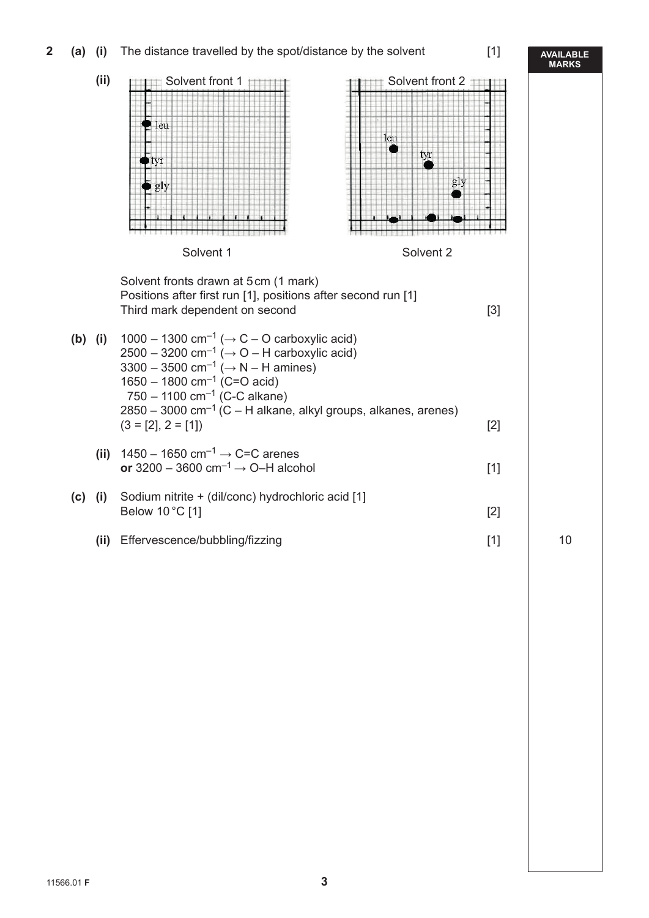**2 (a) (i)** The distance travelled by the spot/distance by the solvent [1]

**(ii)**

Solvent 1 — Solvent front 1: leu, tyr, gly

Solvent 2 — Solvent front 2: leu, tyr, gly

Solvent fronts drawn at 5 cm (1 mark)
Positions after first run [1], positions after second run [1]
Third mark dependent on second [3]

**(b) (i)** 1000 – 1300 $cm^{-1}$ (→ C – O carboxylic acid)
2500 – 3200 $cm^{-1}$ (→ O – H carboxylic acid)
3300 – 3500 $cm^{-1}$ (→ N – H amines)
1650 – 1800 $cm^{-1}$ (C=O acid)
750 – 1100 $cm^{-1}$ (C-C alkane)
2850 – 3000 $cm^{-1}$ (C – H alkane, alkyl groups, alkanes, arenes)
(3 = [2], 2 = [1]) [2]

**(ii)** 1450 – 1650 $cm^{-1}$ → C=C arenes
**or** 3200 – 3600 $cm^{-1}$ → O–H alcohol [1]

**(c) (i)** Sodium nitrite + (dil/conc) hydrochloric acid [1]
Below 10 °C [1] [2]

**(ii)** Effervescence/bubbling/fizzing [1]

AVAILABLE MARKS: 10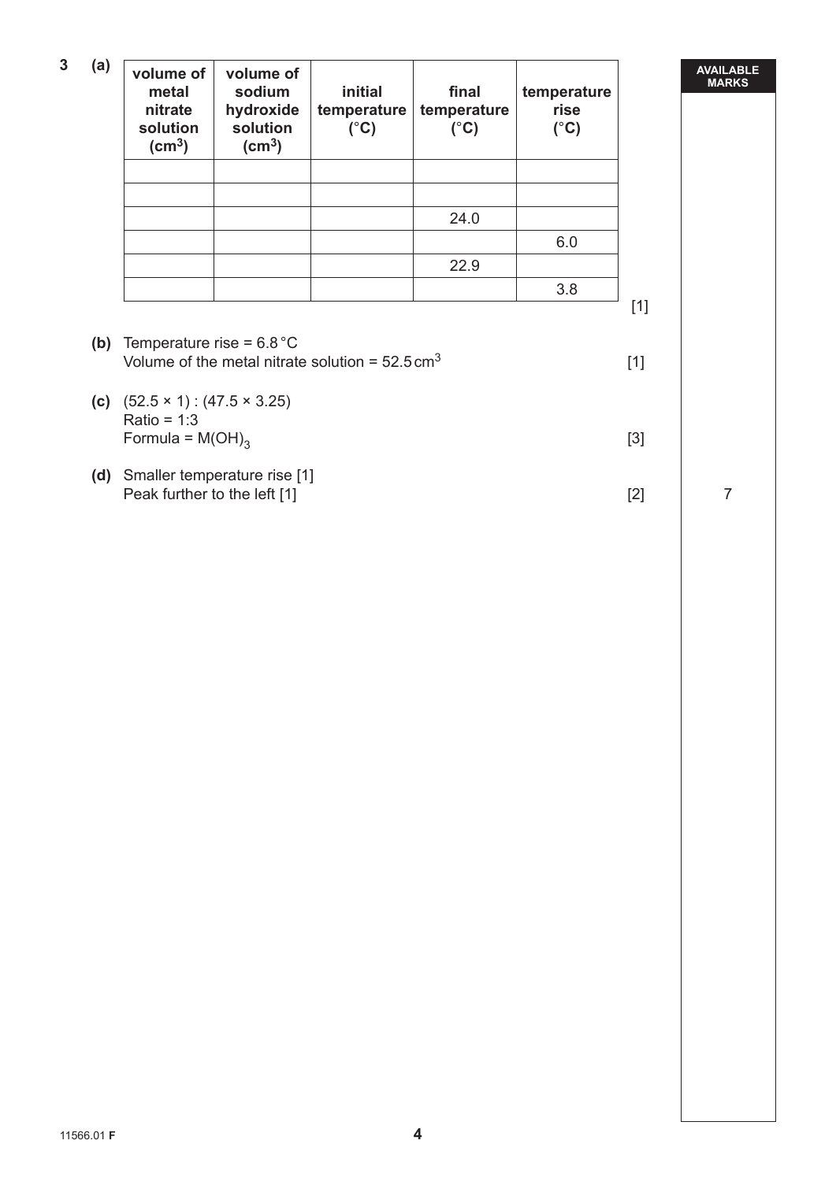**3 (a)**

| volume of metal nitrate solution ($cm^3$) | volume of sodium hydroxide solution ($cm^3$) | initial temperature (°C) | final temperature (°C) | temperature rise (°C) |
|---|---|---|---|---|
| | | | | |
| | | | | |
| | | | 24.0 | |
| | | | | 6.0 |
| | | | 22.9 | |
| | | | | 3.8 |

[1]

**(b)** Temperature rise = 6.8 °C
Volume of the metal nitrate solution = 52.5 $cm^3$ [1]

**(c)** (52.5 × 1) : (47.5 × 3.25)
Ratio = 1:3
Formula = $M(OH)_3$ [3]

**(d)** Smaller temperature rise [1]
Peak further to the left [1] [2]

AVAILABLE MARKS: 7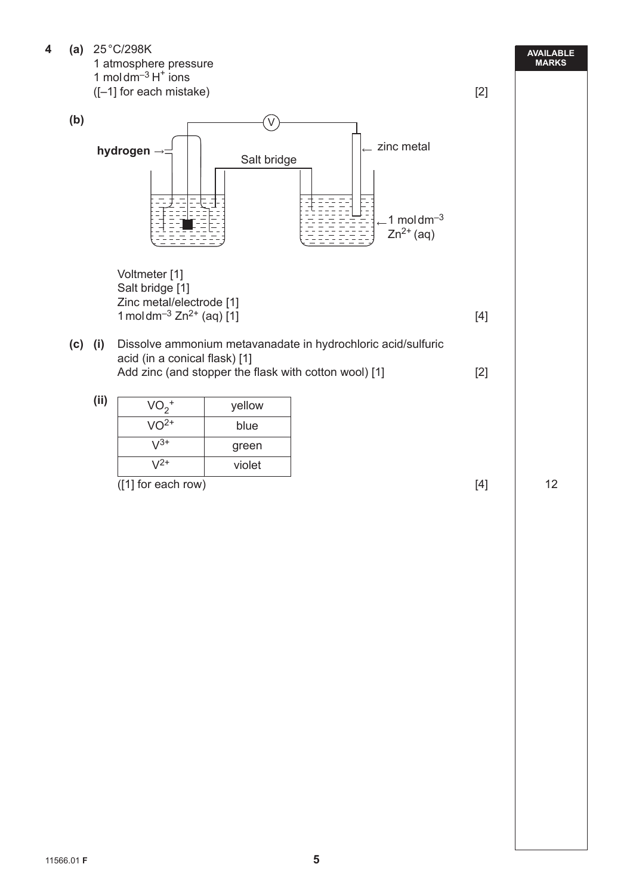**4** **(a)** 25 °C/298K
1 atmosphere pressure
1 mol $dm^{-3}$ $H^+$ ions
([–1] for each mistake) [2]

**(b)**

hydrogen →
Salt bridge
V
← zinc metal
← 1 mol $dm^{-3}$ $Zn^{2+}$ (aq)

Voltmeter [1]
Salt bridge [1]
Zinc metal/electrode [1]
1 mol $dm^{-3}$ $Zn^{2+}$ (aq) [1] [4]

**(c)** **(i)** Dissolve ammonium metavanadate in hydrochloric acid/sulfuric acid (in a conical flask) [1]
Add zinc (and stopper the flask with cotton wool) [1] [2]

**(ii)**

| | |
|---|---|
| $VO_2^+$ | yellow |
| $VO^{2+}$ | blue |
| $V^{3+}$ | green |
| $V^{2+}$ | violet |

([1] for each row) [4]

12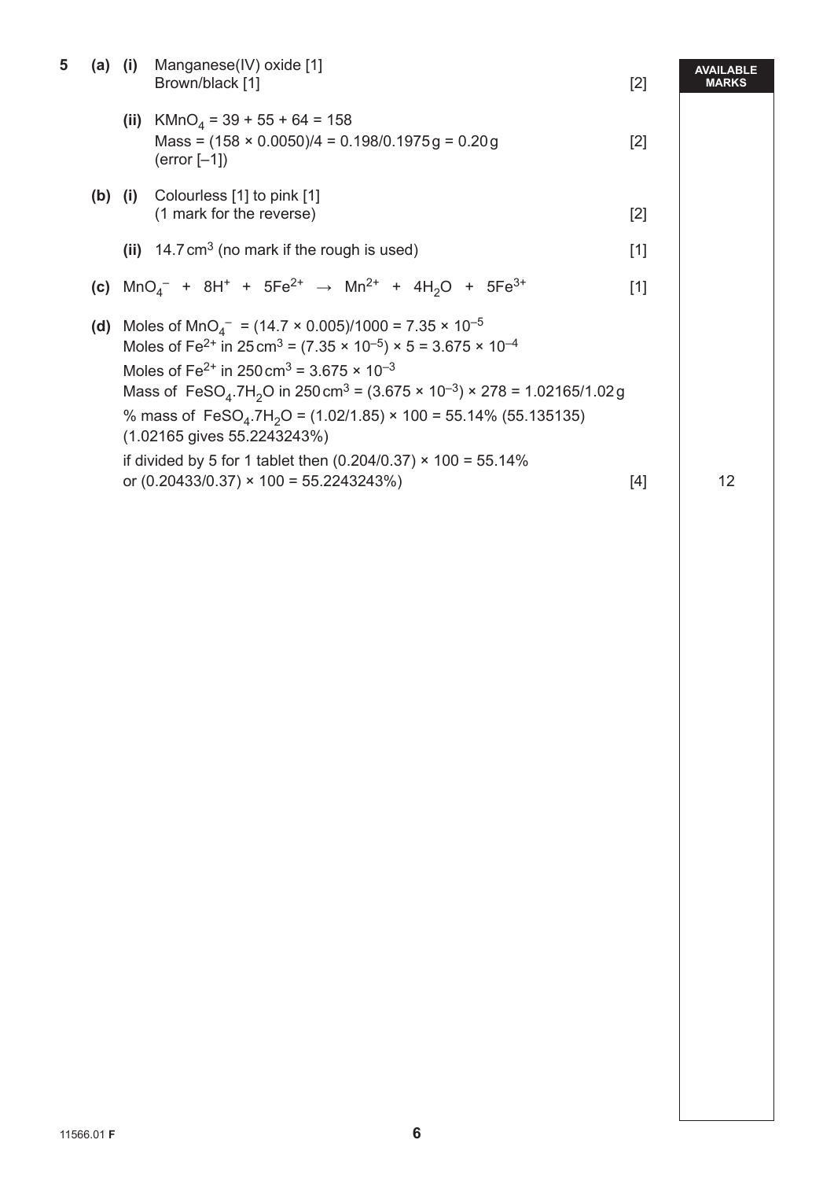**5** **(a)** **(i)** Manganese(IV) oxide [1]
Brown/black [1] [2]

**(ii)** $KMnO_4 = 39 + 55 + 64 = 158$
Mass = $(158 \times 0.0050)/4 = 0.198/0.1975\,g = 0.20\,g$ [2]
(error [–1])

**(b)** **(i)** Colourless [1] to pink [1]
(1 mark for the reverse) [2]

**(ii)** $14.7\,cm^3$ (no mark if the rough is used) [1]

**(c)** $MnO_4^- + 8H^+ + 5Fe^{2+} \rightarrow Mn^{2+} + 4H_2O + 5Fe^{3+}$ [1]

**(d)** Moles of $MnO_4^- = (14.7 \times 0.005)/1000 = 7.35 \times 10^{-5}$
Moles of $Fe^{2+}$ in $25\,cm^3 = (7.35 \times 10^{-5}) \times 5 = 3.675 \times 10^{-4}$
Moles of $Fe^{2+}$ in $250\,cm^3 = 3.675 \times 10^{-3}$
Mass of $FeSO_4.7H_2O$ in $250\,cm^3 = (3.675 \times 10^{-3}) \times 278 = 1.02165/1.02\,g$
% mass of $FeSO_4.7H_2O = (1.02/1.85) \times 100 = 55.14\%$ (55.135135)
(1.02165 gives 55.2243243%)
if divided by 5 for 1 tablet then $(0.204/0.37) \times 100 = 55.14\%$
or $(0.20433/0.37) \times 100 = 55.2243243\%$) [4]

AVAILABLE MARKS: 12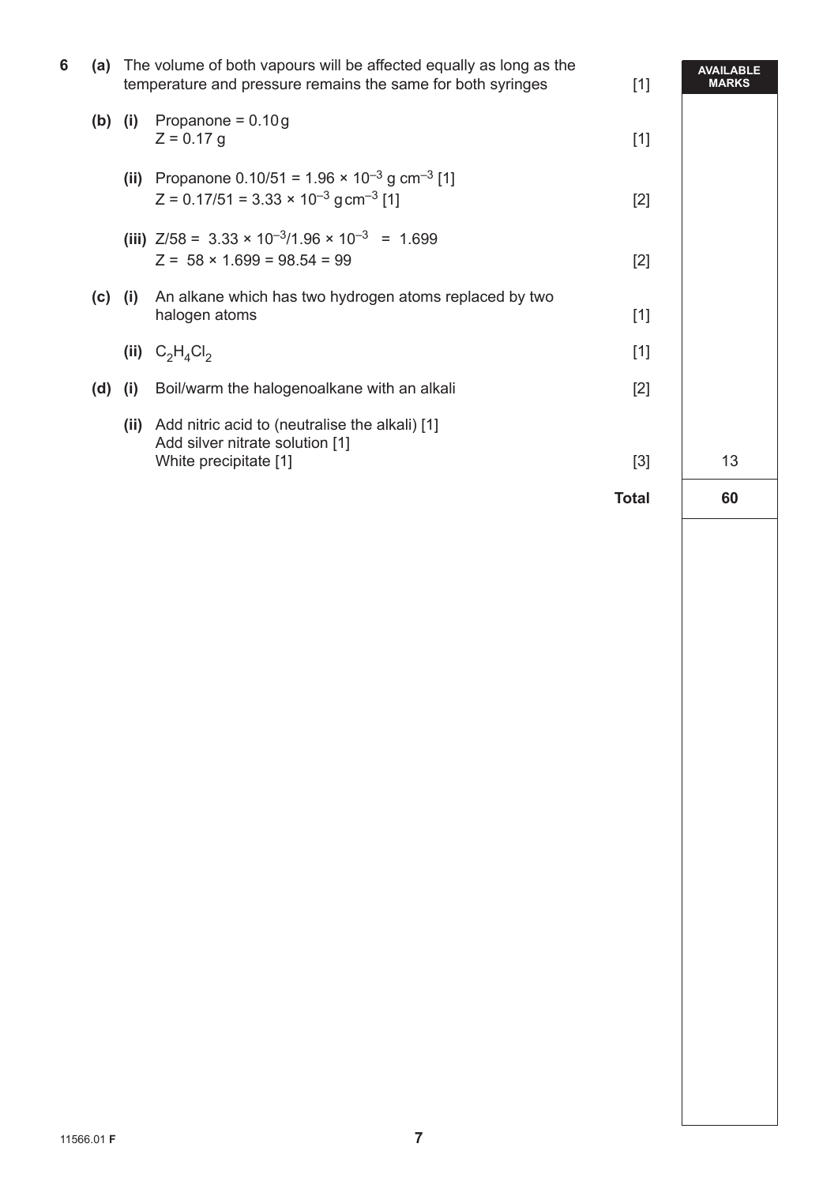| | | | | | AVAILABLE MARKS |
|---|---|---|---|---|---|
| 6 | (a) | | The volume of both vapours will be affected equally as long as the temperature and pressure remains the same for both syringes | [1] | |
| | (b) | (i) | Propanone = 0.10 g<br>Z = 0.17 g | [1] | |
| | | (ii) | Propanone 0.10/51 = $1.96 \times 10^{-3}$ g cm$^{-3}$ [1]<br>Z = 0.17/51 = $3.33 \times 10^{-3}$ g cm$^{-3}$ [1] | [2] | |
| | | (iii) | Z/58 = $3.33 \times 10^{-3}/1.96 \times 10^{-3}$ = 1.699<br>Z = 58 × 1.699 = 98.54 = 99 | [2] | |
| | (c) | (i) | An alkane which has two hydrogen atoms replaced by two halogen atoms | [1] | |
| | | (ii) | $C_2H_4Cl_2$ | [1] | |
| | (d) | (i) | Boil/warm the halogenoalkane with an alkali | [2] | |
| | | (ii) | Add nitric acid to (neutralise the alkali) [1]<br>Add silver nitrate solution [1]<br>White precipitate [1] | [3] | 13 |
| | | | | **Total** | **60** |